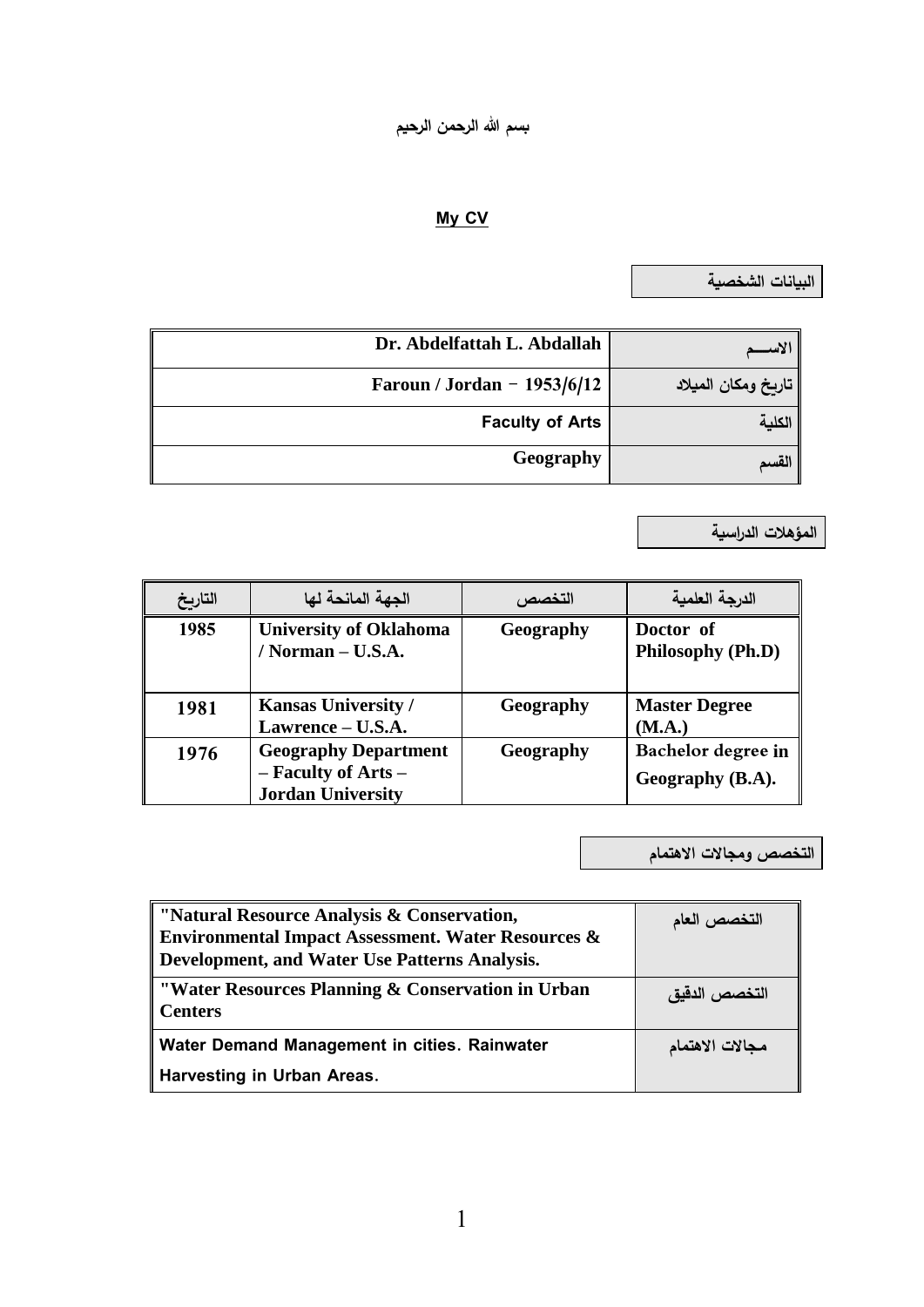بسم الله الرحمن الرحيم

## My CV

### البيانات الشخصية

| الاســـم | Dr. Abdelfattah L. Abdallah |
|---|---|
| تاريخ ومكان الميلاد | Faroun / Jordan – 1953/6/12 |
| الكلية | Faculty of Arts |
| القسم | Geography |

### المؤهلات الدراسية

| الدرجة العلمية | التخصص | الجهة المانحة لها | التاريخ |
|---|---|---|---|
| Doctor of Philosophy (Ph.D) | Geography | University of Oklahoma / Norman – U.S.A. | 1985 |
| Master Degree (M.A.) | Geography | Kansas University / Lawrence – U.S.A. | 1981 |
| Bachelor degree in Geography (B.A). | Geography | Geography Department – Faculty of Arts – Jordan University | 1976 |

### التخصص ومجالات الاهتمام

| التخصص العام | "Natural Resource Analysis & Conservation, Environmental Impact Assessment. Water Resources & Development, and Water Use Patterns Analysis. |
|---|---|
| التخصص الدقيق | "Water Resources Planning & Conservation in Urban Centers |
| مجالات الاهتمام | Water Demand Management in cities. Rainwater Harvesting in Urban Areas. |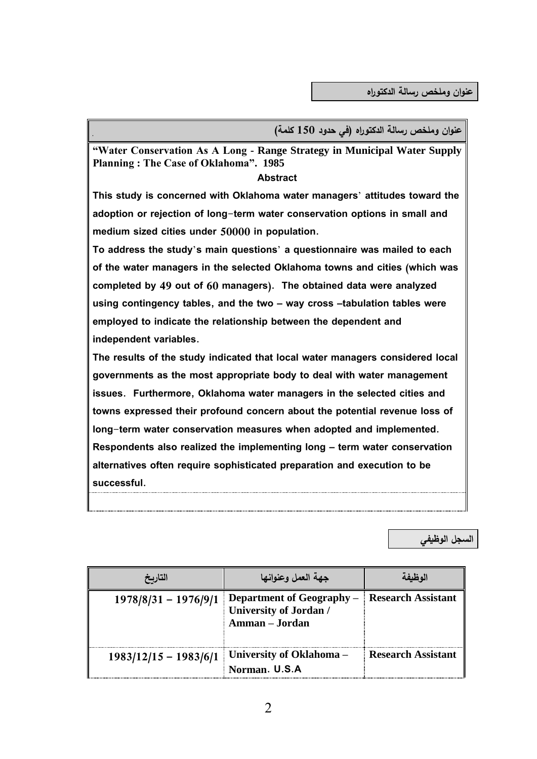## عنوان وملخص رسالة الدكتوراه

**عنوان وملخص رسالة الدكتوراه (في حدود 150 كلمة)**

**"Water Conservation As A Long - Range Strategy in Municipal Water Supply Planning : The Case of Oklahoma". 1985**

**Abstract**

**This study is concerned with Oklahoma water managers' attitudes toward the adoption or rejection of long-term water conservation options in small and medium sized cities under 50000 in population.**

**To address the study's main questions' a questionnaire was mailed to each of the water managers in the selected Oklahoma towns and cities (which was completed by 49 out of 60 managers). The obtained data were analyzed using contingency tables, and the two – way cross –tabulation tables were employed to indicate the relationship between the dependent and independent variables.**

**The results of the study indicated that local water managers considered local governments as the most appropriate body to deal with water management issues. Furthermore, Oklahoma water managers in the selected cities and towns expressed their profound concern about the potential revenue loss of long-term water conservation measures when adopted and implemented. Respondents also realized the implementing long – term water conservation alternatives often require sophisticated preparation and execution to be successful.**

## السجل الوظيفي

| التاريخ | جهة العمل وعنوانها | الوظيفة |
|---|---|---|
| 1978/8/31 – 1976/9/1 | Department of Geography – University of Jordan / Amman – Jordan | Research Assistant |
| 1983/12/15 – 1983/6/1 | University of Oklahoma – Norman. U.S.A | Research Assistant |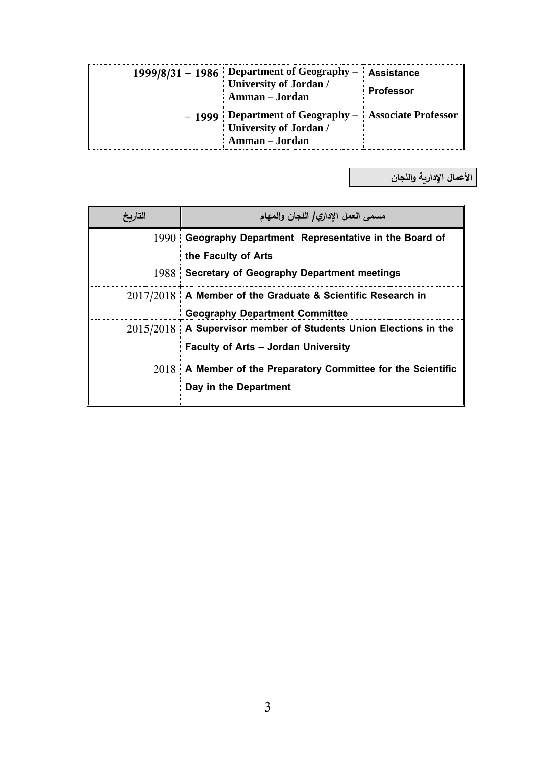| | | |
|---|---|---|
| 1999/8/31 – 1986 | Department of Geography – University of Jordan / Amman – Jordan | Assistance Professor |
| – 1999 | Department of Geography – University of Jordan / Amman – Jordan | Associate Professor |

## الأعمال الإدارية واللجان

| التاريخ | مسمى العمل الإداري/ اللجان والمهام |
|---|---|
| 1990 | **Geography Department Representative in the Board of the Faculty of Arts** |
| 1988 | **Secretary of Geography Department meetings** |
| 2017/2018 | **A Member of the Graduate & Scientific Research in Geography Department Committee** |
| 2015/2018 | **A Supervisor member of Students Union Elections in the Faculty of Arts – Jordan University** |
| 2018 | **A Member of the Preparatory Committee for the Scientific Day in the Department** |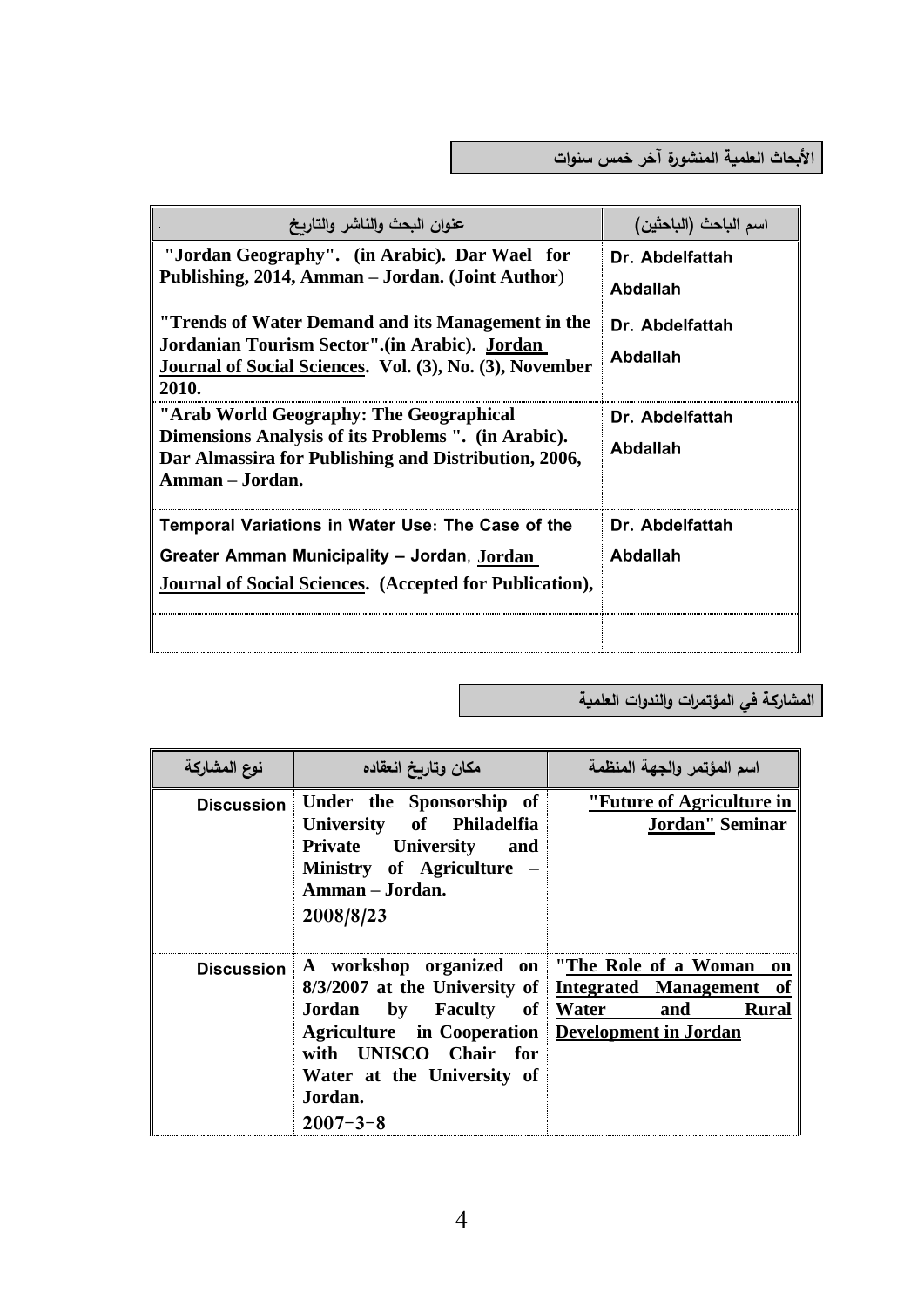## الأبحاث العلمية المنشورة آخر خمس سنوات

| عنوان البحث والناشر والتاريخ | اسم الباحث (الباحثين) |
|---|---|
| **"Jordan Geography". (in Arabic). Dar Wael for Publishing, 2014, Amman – Jordan. (Joint Author)** | Dr. Abdelfattah Abdallah |
| **"Trends of Water Demand and its Management in the Jordanian Tourism Sector".(in Arabic). Jordan Journal of Social Sciences. Vol. (3), No. (3), November 2010.** | Dr. Abdelfattah Abdallah |
| **"Arab World Geography: The Geographical Dimensions Analysis of its Problems ". (in Arabic). Dar Almassira for Publishing and Distribution, 2006, Amman – Jordan.** | Dr. Abdelfattah Abdallah |
| **Temporal Variations in Water Use: The Case of the Greater Amman Municipality – Jordan, Jordan Journal of Social Sciences. (Accepted for Publication),** | Dr. Abdelfattah Abdallah |
| | |

## المشاركة في المؤتمرات والندوات العلمية

| نوع المشاركة | مكان وتاريخ انعقاده | اسم المؤتمر والجهة المنظمة |
|---|---|---|
| Discussion | **Under the Sponsorship of University of Philadelfia Private University and Ministry of Agriculture – Amman – Jordan. 2008/8/23** | **"Future of Agriculture in Jordan" Seminar** |
| Discussion | **A workshop organized on 8/3/2007 at the University of Jordan by Faculty of Agriculture in Cooperation with UNISCO Chair for Water at the University of Jordan. 2007-3-8** | **"The Role of a Woman on Integrated Management of Water and Rural Development in Jordan** |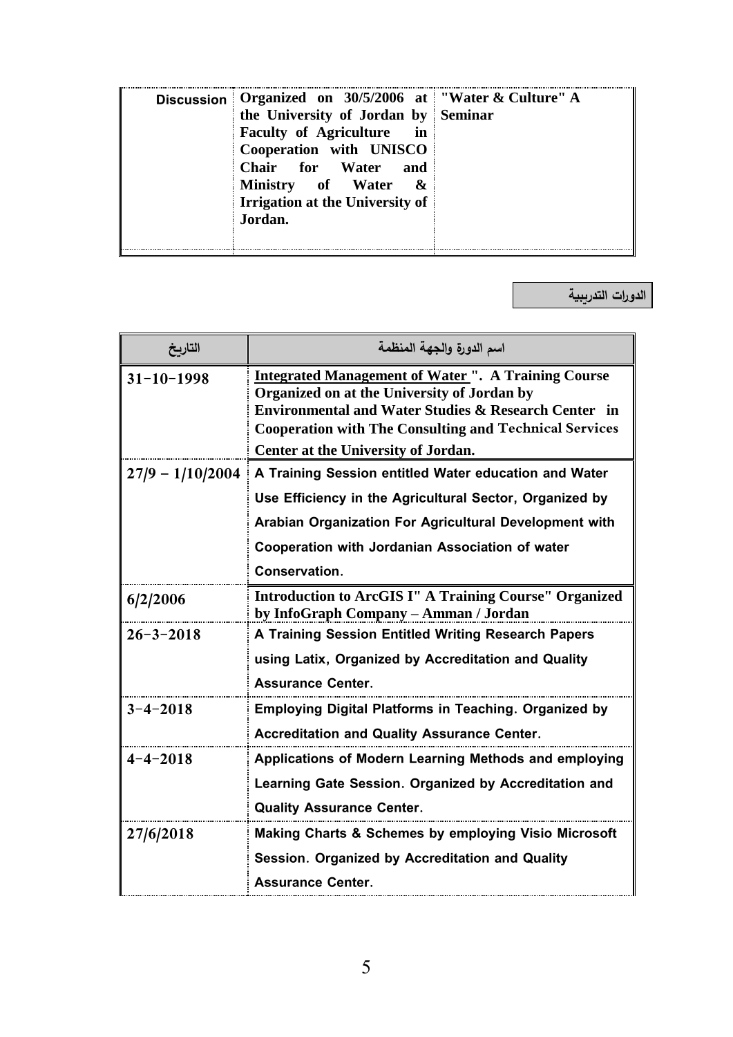| Discussion | Organized on 30/5/2006 at the University of Jordan by Faculty of Agriculture in Cooperation with UNISCO Chair for Water and Ministry of Water & Irrigation at the University of Jordan. | "Water & Culture" A Seminar |
|---|---|---|

## الدورات التدريبية

| التاريخ | اسم الدورة والجهة المنظمة |
|---|---|
| 31-10-1998 | Integrated Management of Water ". A Training Course Organized on at the University of Jordan by Environmental and Water Studies & Research Center in Cooperation with The Consulting and Technical Services Center at the University of Jordan. |
| 27/9 – 1/10/2004 | A Training Session entitled Water education and Water Use Efficiency in the Agricultural Sector, Organized by Arabian Organization For Agricultural Development with Cooperation with Jordanian Association of water Conservation. |
| 6/2/2006 | Introduction to ArcGIS I" A Training Course" Organized by InfoGraph Company – Amman / Jordan |
| 26-3-2018 | A Training Session Entitled Writing Research Papers using Latix, Organized by Accreditation and Quality Assurance Center. |
| 3-4-2018 | Employing Digital Platforms in Teaching. Organized by Accreditation and Quality Assurance Center. |
| 4-4-2018 | Applications of Modern Learning Methods and employing Learning Gate Session. Organized by Accreditation and Quality Assurance Center. |
| 27/6/2018 | Making Charts & Schemes by employing Visio Microsoft Session. Organized by Accreditation and Quality Assurance Center. |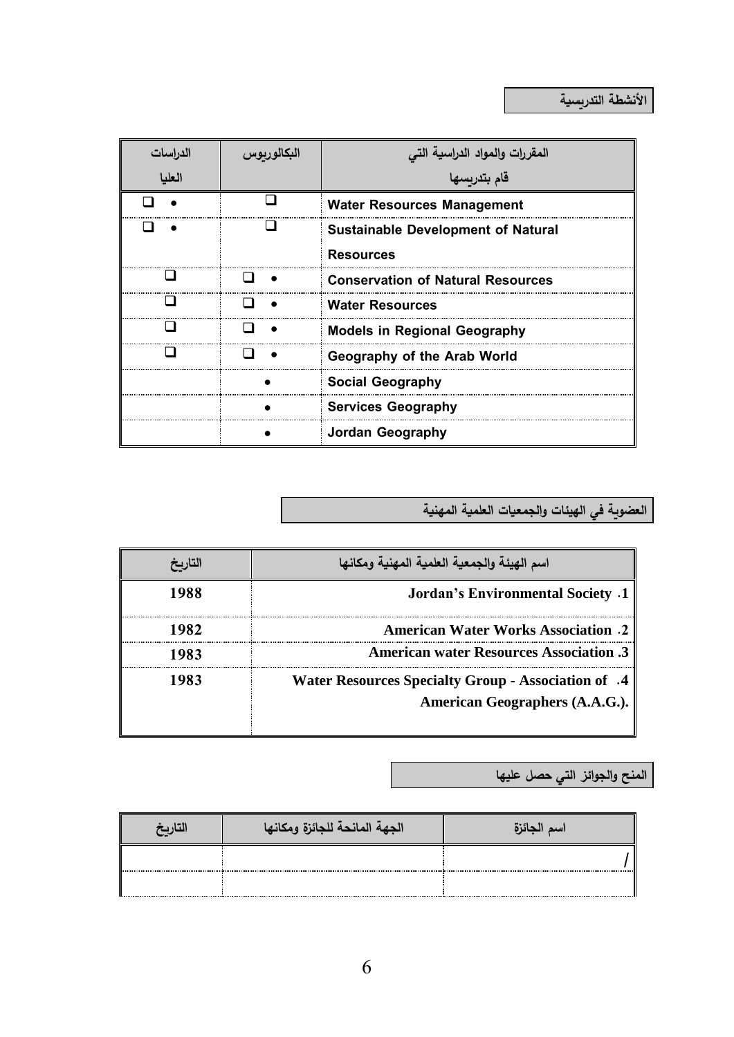## الأنشطة التدريسية

| المقررات والمواد الدراسية التي قام بتدريسها | البكالوريوس | الدراسات العليا |
|---|---|---|
| Water Resources Management | ❑ | ❑ • |
| Sustainable Development of Natural Resources | ❑ | ❑ • |
| Conservation of Natural Resources | ❑ • | ❑ |
| Water Resources | ❑ • | ❑ |
| Models in Regional Geography | ❑ • | ❑ |
| Geography of the Arab World | ❑ • | ❑ |
| Social Geography | • | |
| Services Geography | • | |
| Jordan Geography | • | |

## العضوية في الهيئات والجمعيات العلمية المهنية

| اسم الهيئة والجمعية العلمية المهنية ومكانها | التاريخ |
|---|---|
| 1. Jordan's Environmental Society | 1988 |
| 2. American Water Works Association | 1982 |
| 3. American water Resources Association | 1983 |
| 4. Water Resources Specialty Group - Association of American Geographers (A.A.G.). | 1983 |

## المنح والجوائز التي حصل عليها

| اسم الجائزة | الجهة المانحة للجائزة ومكانها | التاريخ |
|---|---|---|
| / | | |
| | | |